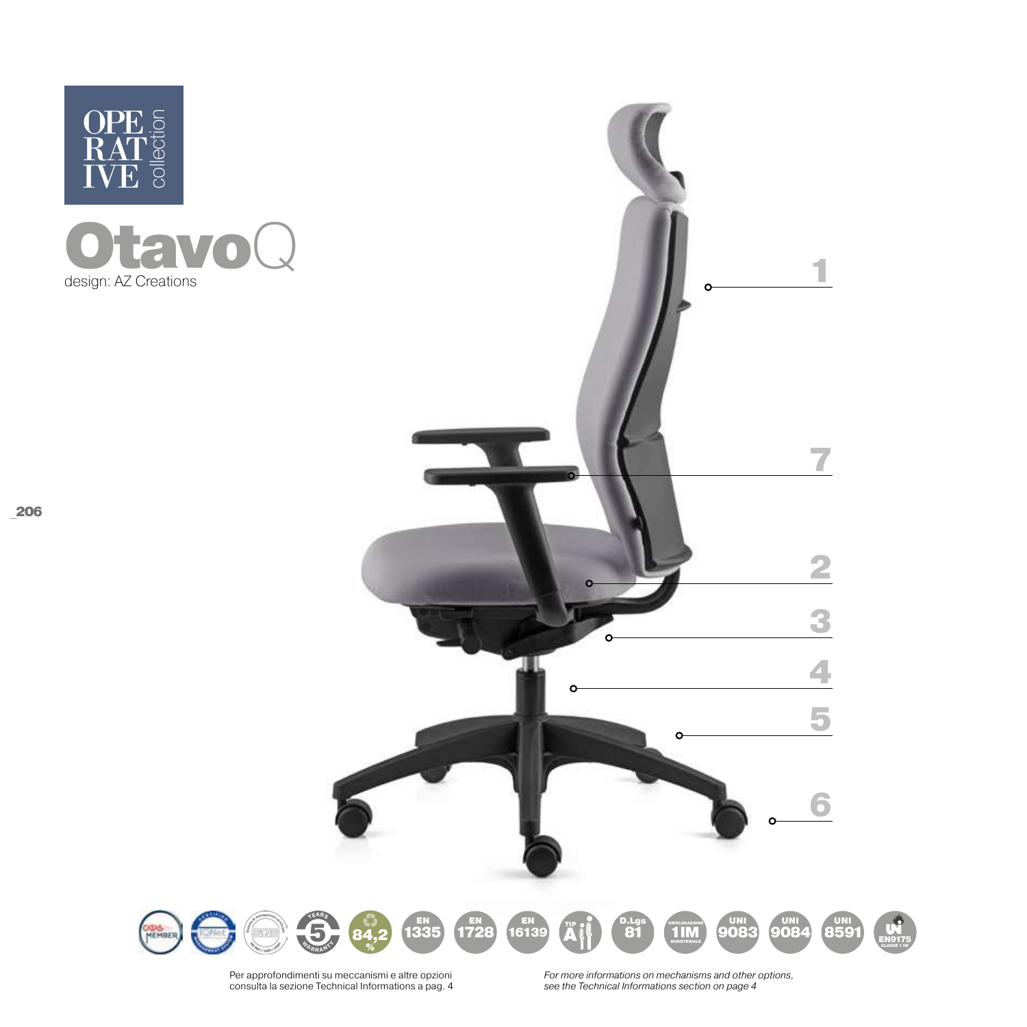OPE RAT IVE collection

# OtavoQ

design: AZ Creations

1

7

2

3

4

5

6

Per approfondimenti su meccanismi e altre opzioni consulta la sezione Technical Informations a pag. 4

*For more informations on mechanisms and other options, see the Technical Informations section on page 4*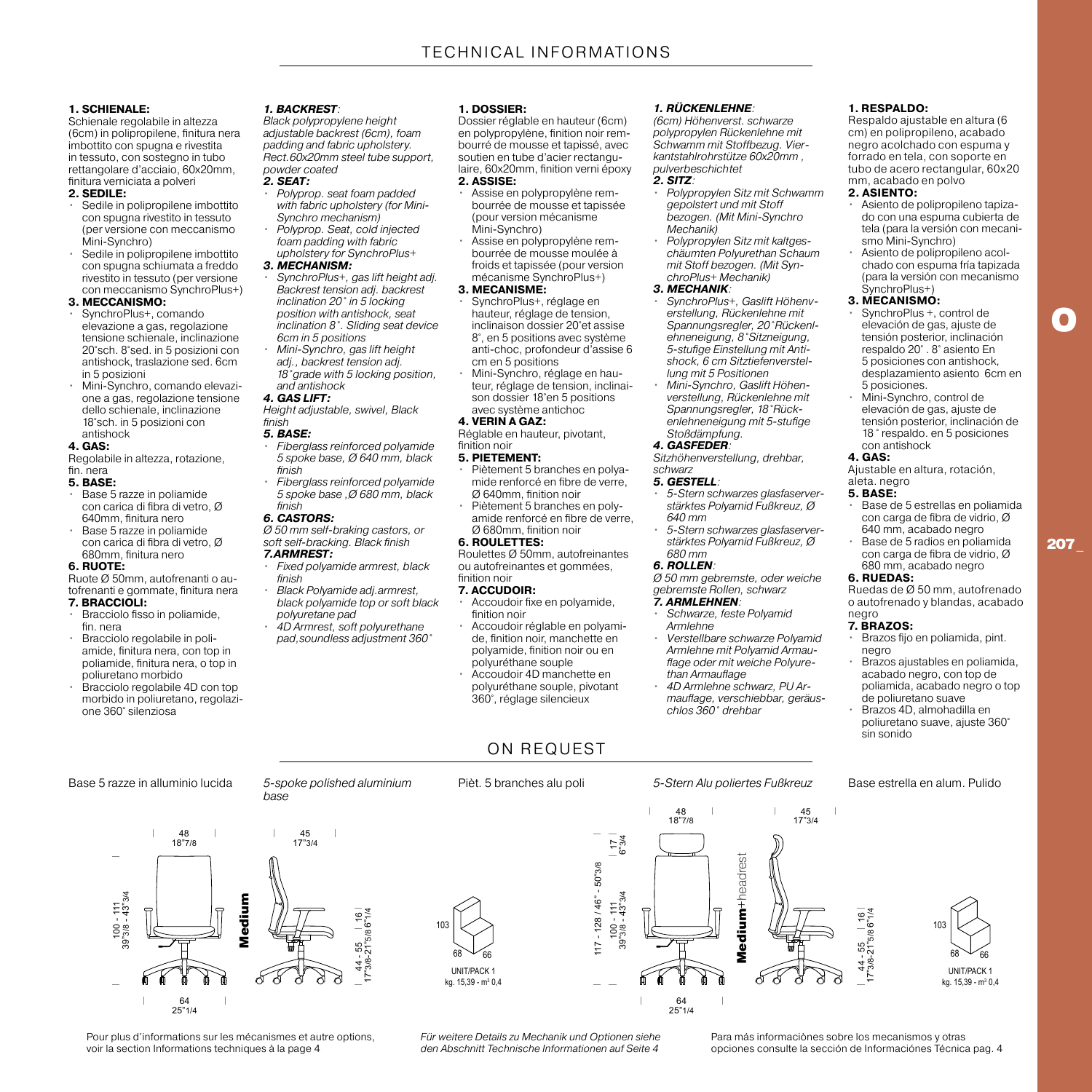# TECHNICAL INFORMATIONS

**1. SCHIENALE:**
Schienale regolabile in altezza (6cm) in polipropilene, finitura nera imbottito con spugna e rivestita in tessuto, con sostegno in tubo rettangolare d'acciaio, 60x20mm, finitura verniciata a polveri

**2. SEDILE:**
- Sedile in polipropilene imbottito con spugna rivestito in tessuto (per versione con meccanismo Mini-Synchro)
- Sedile in polipropilene imbottito con spugna schiumata a freddo rivestito in tessuto (per versione con meccanismo SynchroPlus+)

**3. MECCANISMO:**
- SynchroPlus+, comando elevazione a gas, regolazione tensione schienale, inclinazione 20°sch. 8°sed. in 5 posizioni con antishock, traslazione sed. 6cm in 5 posizioni
- Mini-Synchro, comando elevazione a gas, regolazione tensione dello schienale, inclinazione 18°sch. in 5 posizioni con antishock

**4. GAS:**
Regolabile in altezza, rotazione, fin. nera

**5. BASE:**
- Base 5 razze in poliamide con carica di fibra di vetro, Ø 640mm, finitura nero
- Base 5 razze in poliamide con carica di fibra di vetro, Ø 680mm, finitura nero

**6. RUOTE:**
Ruote Ø 50mm, autofrenanti o autofrenanti e gommate, finitura nera

**7. BRACCIOLI:**
- Bracciolo fisso in poliamide, fin. nera
- Bracciolo regolabile in poliamide, finitura nera, con top in poliamide, finitura nera, o top in poliuretano morbido
- Bracciolo regolabile 4D con top morbido in poliuretano, regolazione 360° silenziosa

***1. BACKREST:***
*Black polypropylene height adjustable backrest (6cm), foam padding and fabric upholstery. Rect.60x20mm steel tube support, powder coated*

***2. SEAT:***
- *Polyprop. seat foam padded with fabric upholstery (for Mini-Synchro mechanism)*
- *Polyprop. Seat, cold injected foam padding with fabric upholstery for SynchroPlus+*

***3. MECHANISM:***
- *SynchroPlus+, gas lift height adj. Backrest tension adj. backrest inclination 20° in 5 locking position with antishock, seat inclination 8°. Sliding seat device 6cm in 5 positions*
- *Mini-Synchro, gas lift height adj., backrest tension adj. 18°grade with 5 locking position, and antishock*

***4. GAS LIFT:***
*Height adjustable, swivel, Black finish*

***5. BASE:***
- *Fiberglass reinforced polyamide 5 spoke base, Ø 640 mm, black finish*
- *Fiberglass reinforced polyamide 5 spoke base ,Ø 680 mm, black finish*

***6. CASTORS:***
*Ø 50 mm self-braking castors, or soft self-bracking. Black finish*

***7.ARMREST:***
- *Fixed polyamide armrest, black finish*
- *Black Polyamide adj.armrest, black polyamide top or soft black polyuretane pad*
- *4D Armrest, soft polyurethane pad,soundless adjustment 360°*

**1. DOSSIER:**
Dossier réglable en hauteur (6cm) en polypropylène, finition noir rembourré de mousse et tapissé, avec soutien en tube d'acier rectangulaire, 60x20mm, finition verni époxy

**2. ASSISE:**
- Assise en polypropylène rembourrée de mousse et tapissée (pour version mécanisme Mini-Synchro)
- Assise en polypropylène rembourrée de mousse moulée à froids et tapissée (pour version mécanisme SynchroPlus+)

**3. MECANISME:**
- SynchroPlus+, réglage en hauteur, réglage de tension, inclinaison dossier 20°et assise 8°, en 5 positions avec système anti-choc, profondeur d'assise 6 cm en 5 positions
- Mini-Synchro, réglage en hauteur, réglage de tension, inclinaison dossier 18°en 5 positions avec système antichoc

**4. VERIN A GAZ:**
Réglable en hauteur, pivotant, finition noir

**5. PIETEMENT:**
- Piètement 5 branches en polyamide renforcé en fibre de verre, Ø 640mm, finition noir
- Piètement 5 branches en polyamide renforcé en fibre de verre, Ø 680mm, finition noir

**6. ROULETTES:**
Roulettes Ø 50mm, autofreinantes ou autofreinantes et gommées, finition noir

**7. ACCUDOIR:**
- Accoudoir fixe en polyamide, finition noir
- Accoudoir réglable en polyamide, finition noir, manchette en polyamide, finition noir ou en polyuréthane souple
- Accoudoir 4D manchette en polyuréthane souple, pivotant 360°, réglage silencieux

***1. RÜCKENLEHNE:***
*(6cm) Höhenverst. schwarze polypropylen Rückenlehne mit Schwamm mit Stoffbezug. Vierkantstahlrohrstütze 60x20mm , pulverbeschichtet*

***2. SITZ:***
- *Polypropylen Sitz mit Schwamm gepolstert und mit Stoff bezogen. (Mit Mini-Synchro Mechanik)*
- *Polypropylen Sitz mit kaltgeschäumten Polyurethan Schaum mit Stoff bezogen. (Mit SynchroPlus+ Mechanik)*

***3. MECHANIK:***
- *SynchroPlus+, Gaslift Höhenverstellung, Rückenlehne mit Spannungsregler, 20°Rückenlehneneigung, 8°Sitzneigung, 5-stufige Einstellung mit Antishock, 6 cm Sitztiefenverstellung mit 5 Positionen*
- *Mini-Synchro, Gaslift Höhenverstellung, Rückenlehne mit Spannungsregler, 18°Rückenlehneneigung mit 5-stufige Stoßdämpfung.*

***4. GASFEDER:***
*Sitzhöhenverstellung, drehbar, schwarz*

***5. GESTELL:***
- *5-Stern schwarzes glasfaserverstärktes Polyamid Fußkreuz, Ø 640 mm*
- *5-Stern schwarzes glasfaserverstärktes Polyamid Fußkreuz, Ø 680 mm*

***6. ROLLEN:***
*Ø 50 mm gebremste, oder weiche gebremste Rollen, schwarz*

***7. ARMLEHNEN:***
- *Schwarze, feste Polyamid Armlehne*
- *Verstellbare schwarze Polyamid Armlehne mit Polyamid Armauflage oder mit weiche Polyurethan Armauflage*
- *4D Armlehne schwarz, PU Armauflage, verschiebbar, geräuschlos 360° drehbar*

**1. RESPALDO:**
Respaldo ajustable en altura (6 cm) en polipropileno, acabado negro acolchado con espuma y forrado en tela, con soporte en tubo de acero rectangular, 60x20 mm, acabado en polvo

**2. ASIENTO:**
- Asiento de polipropileno tapizado con una espuma cubierta de tela (para la versión con mecanismo Mini-Synchro)
- Asiento de polipropileno acolchado con espuma fría tapizada (para la versión con mecanismo SynchroPlus+)

**3. MECANISMO:**
- SynchroPlus +, control de elevación de gas, ajuste de tensión posterior, inclinación respaldo 20° . 8° asiento En 5 posiciones con antishock, desplazamiento asiento 6cm en 5 posiciones.
- Mini-Synchro, control de elevación de gas, ajuste de tensión posterior, inclinación de 18° respaldo. en 5 posiciones con antishock

**4. GAS:**
Ajustable en altura, rotación, aleta. negro

**5. BASE:**
- Base de 5 estrellas en poliamida con carga de fibra de vidrio, Ø 640 mm, acabado negro
- Base de 5 radios en poliamida con carga de fibra de vidrio, Ø 680 mm, acabado negro

**6. RUEDAS:**
Ruedas de Ø 50 mm, autofrenado o autofrenado y blandas, acabado negro

**7. BRAZOS:**
- Brazos fijo en poliamida, pint. negro
- Brazos ajustables en poliamida, acabado negro, con top de poliamida, acabado negro o top de poliuretano suave
- Brazos 4D, almohadilla en poliuretano suave, ajuste 360° sin sonido

## ON REQUEST

Base 5 razze in alluminio lucida — *5-spoke polished aluminium base* — Piètement 5 branches alu poli — *5-Stern Alu poliertes Fußkreuz* — Base estrella en alum. Pulido

**Medium**

48 18"7/8
45 17"3/4
100 - 111 39"3/8 - 43"3/4
16 6"1/4
44 - 55 17"3/8-21"5/8
64 25"1/4

103
68
66
UNIT/PACK 1
kg. 15,39 - m³ 0,4

**Medium**+headrest

48 18"7/8
45 17"3/4
17 6"3/4
117 - 128 / 46" - 50"3/8
100 - 111 39"3/8 - 43"3/4
16 6"1/4
44 - 55 17"3/8-21"5/8
64 25"1/4

103
68
66
UNIT/PACK 1
kg. 15,39 - m³ 0,4

Pour plus d'informations sur les mécanismes et autre options, voir la section Informations techniques à la page 4

*Für weitere Details zu Mechanik und Optionen siehe den Abschnitt Technische Informationen auf Seite 4*

Para más informaciònes sobre los mecanismos y otras opciones consulte la sección de Informaciónes Técnica pag. 4